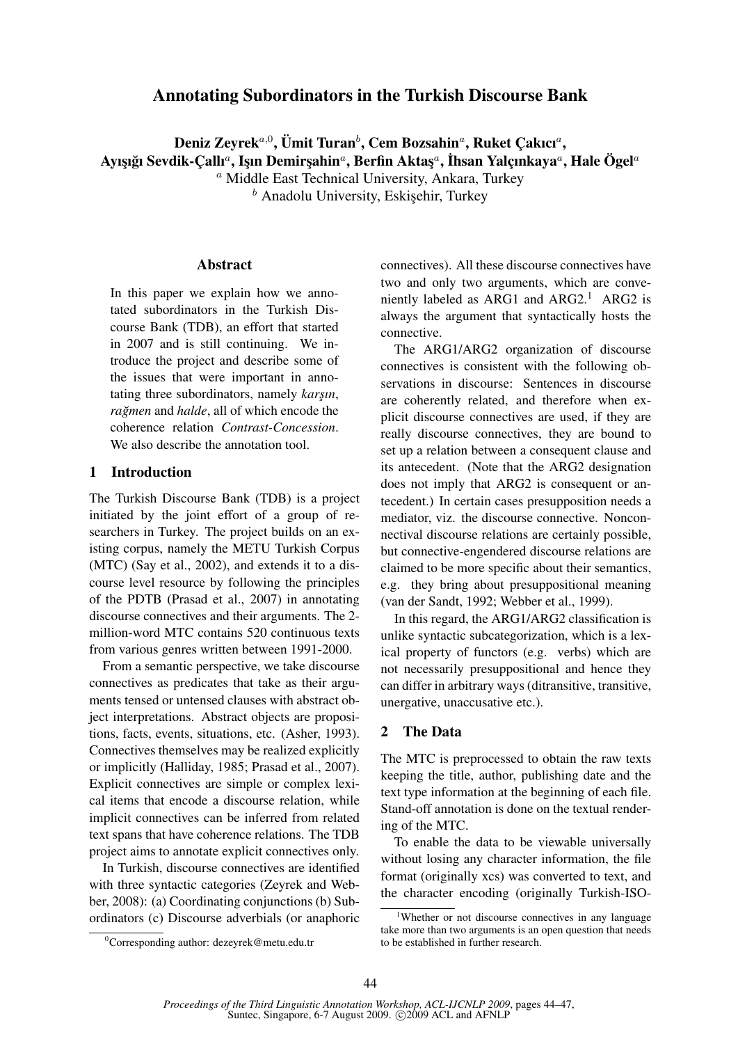# Annotating Subordinators in the Turkish Discourse Bank

**Deniz Zeyrek**[a,0], **Ümit Turan**[b], **Cem Bozsahin**[a], **Ruket Çakıcı**[a], **Ayışığı Sevdik-Çallı**[a], **Işın Demirşahin**[a], **Berfin Aktaş**[a], **İhsan Yalçınkaya**[a], **Hale Ögel**[a]

[a] Middle East Technical University, Ankara, Turkey

[b] Anadolu University, Eskişehir, Turkey

## Abstract

In this paper we explain how we annotated subordinators in the Turkish Discourse Bank (TDB), an effort that started in 2007 and is still continuing. We introduce the project and describe some of the issues that were important in annotating three subordinators, namely *karşın*, *rağmen* and *halde*, all of which encode the coherence relation *Contrast-Concession*. We also describe the annotation tool.

## 1 Introduction

The Turkish Discourse Bank (TDB) is a project initiated by the joint effort of a group of researchers in Turkey. The project builds on an existing corpus, namely the METU Turkish Corpus (MTC) (Say et al., 2002), and extends it to a discourse level resource by following the principles of the PDTB (Prasad et al., 2007) in annotating discourse connectives and their arguments. The 2-million-word MTC contains 520 continuous texts from various genres written between 1991-2000.

From a semantic perspective, we take discourse connectives as predicates that take as their arguments tensed or untensed clauses with abstract object interpretations. Abstract objects are propositions, facts, events, situations, etc. (Asher, 1993). Connectives themselves may be realized explicitly or implicitly (Halliday, 1985; Prasad et al., 2007). Explicit connectives are simple or complex lexical items that encode a discourse relation, while implicit connectives can be inferred from related text spans that have coherence relations. The TDB project aims to annotate explicit connectives only.

In Turkish, discourse connectives are identified with three syntactic categories (Zeyrek and Webber, 2008): (a) Coordinating conjunctions (b) Subordinators (c) Discourse adverbials (or anaphoric connectives). All these discourse connectives have two and only two arguments, which are conveniently labeled as ARG1 and ARG2.[1] ARG2 is always the argument that syntactically hosts the connective.

The ARG1/ARG2 organization of discourse connectives is consistent with the following observations in discourse: Sentences in discourse are coherently related, and therefore when explicit discourse connectives are used, if they are really discourse connectives, they are bound to set up a relation between a consequent clause and its antecedent. (Note that the ARG2 designation does not imply that ARG2 is consequent or antecedent.) In certain cases presupposition needs a mediator, viz. the discourse connective. Nonconnectival discourse relations are certainly possible, but connective-engendered discourse relations are claimed to be more specific about their semantics, e.g. they bring about presuppositional meaning (van der Sandt, 1992; Webber et al., 1999).

In this regard, the ARG1/ARG2 classification is unlike syntactic subcategorization, which is a lexical property of functors (e.g. verbs) which are not necessarily presuppositional and hence they can differ in arbitrary ways (ditransitive, transitive, unergative, unaccusative etc.).

## 2 The Data

The MTC is preprocessed to obtain the raw texts keeping the title, author, publishing date and the text type information at the beginning of each file. Stand-off annotation is done on the textual rendering of the MTC.

To enable the data to be viewable universally without losing any character information, the file format (originally xcs) was converted to text, and the character encoding (originally Turkish-ISO-

---

[0] Corresponding author: dezeyrek@metu.edu.tr

[1] Whether or not discourse connectives in any language take more than two arguments is an open question that needs to be established in further research.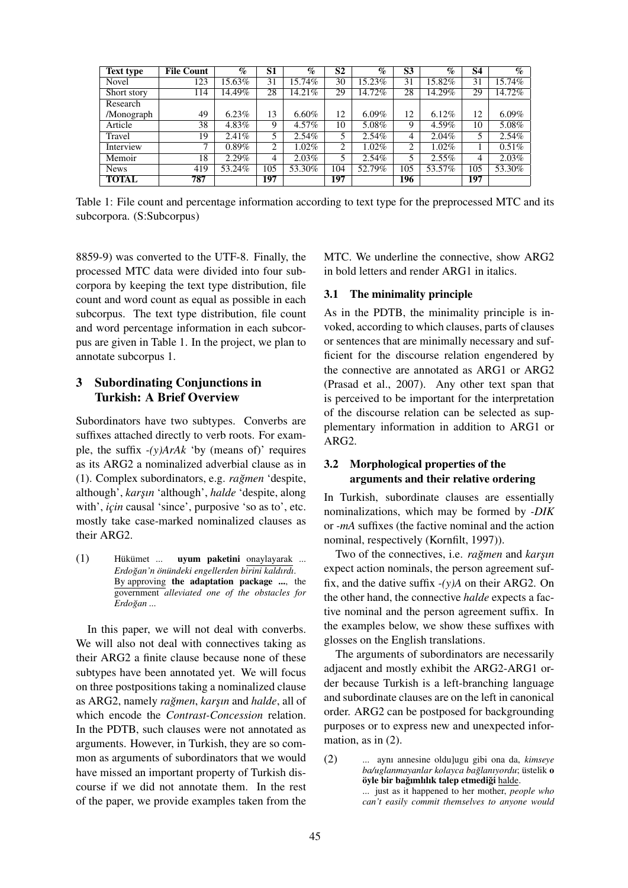| Text type | File Count | % | S1 | % | S2 | % | S3 | % | S4 | % |
|---|---|---|---|---|---|---|---|---|---|---|
| Novel | 123 | 15.63% | 31 | 15.74% | 30 | 15.23% | 31 | 15.82% | 31 | 15.74% |
| Short story | 114 | 14.49% | 28 | 14.21% | 29 | 14.72% | 28 | 14.29% | 29 | 14.72% |
| Research /Monograph | 49 | 6.23% | 13 | 6.60% | 12 | 6.09% | 12 | 6.12% | 12 | 6.09% |
| Article | 38 | 4.83% | 9 | 4.57% | 10 | 5.08% | 9 | 4.59% | 10 | 5.08% |
| Travel | 19 | 2.41% | 5 | 2.54% | 5 | 2.54% | 4 | 2.04% | 5 | 2.54% |
| Interview | 7 | 0.89% | 2 | 1.02% | 2 | 1.02% | 2 | 1.02% | 1 | 0.51% |
| Memoir | 18 | 2.29% | 4 | 2.03% | 5 | 2.54% | 5 | 2.55% | 4 | 2.03% |
| News | 419 | 53.24% | 105 | 53.30% | 104 | 52.79% | 105 | 53.57% | 105 | 53.30% |
| **TOTAL** | **787** | | **197** | | **197** | | **196** | | **197** | |

Table 1: File count and percentage information according to text type for the preprocessed MTC and its subcorpora. (S:Subcorpus)

8859-9) was converted to the UTF-8. Finally, the processed MTC data were divided into four subcorpora by keeping the text type distribution, file count and word count as equal as possible in each subcorpus. The text type distribution, file count and word percentage information in each subcorpus are given in Table 1. In the project, we plan to annotate subcorpus 1.

## 3 Subordinating Conjunctions in Turkish: A Brief Overview

Subordinators have two subtypes. Converbs are suffixes attached directly to verb roots. For example, the suffix *-(y)ArAk* 'by (means of)' requires as its ARG2 a nominalized adverbial clause as in (1). Complex subordinators, e.g. *rağmen* 'despite, although', *karşın* 'although', *halde* 'despite, along with', *için* causal 'since', purposive 'so as to', etc. mostly take case-marked nominalized clauses as their ARG2.

(1) Hükümet ... **uyum paketini** onaylayarak ... *Erdoğan'n önündeki engellerden birini kaldırdı*.
By approving **the adaptation package ...**, the government *alleviated one of the obstacles for Erdoğan ...*

In this paper, we will not deal with converbs. We will also not deal with connectives taking as their ARG2 a finite clause because none of these subtypes have been annotated yet. We will focus on three postpositions taking a nominalized clause as ARG2, namely *rağmen*, *karşın* and *halde*, all of which encode the *Contrast-Concession* relation. In the PDTB, such clauses were not annotated as arguments. However, in Turkish, they are so common as arguments of subordinators that we would have missed an important property of Turkish discourse if we did not annotate them. In the rest of the paper, we provide examples taken from the MTC. We underline the connective, show ARG2 in bold letters and render ARG1 in italics.

### 3.1 The minimality principle

As in the PDTB, the minimality principle is invoked, according to which clauses, parts of clauses or sentences that are minimally necessary and sufficient for the discourse relation engendered by the connective are annotated as ARG1 or ARG2 (Prasad et al., 2007). Any other text span that is perceived to be important for the interpretation of the discourse relation can be selected as supplementary information in addition to ARG1 or ARG2.

### 3.2 Morphological properties of the arguments and their relative ordering

In Turkish, subordinate clauses are essentially nominalizations, which may be formed by *-DIK* or *-mA* suffixes (the factive nominal and the action nominal, respectively (Kornfilt, 1997)).

Two of the connectives, i.e. *rağmen* and *karşın* expect action nominals, the person agreement suffix, and the dative suffix *-(y)A* on their ARG2. On the other hand, the connective *halde* expects a factive nominal and the person agreement suffix. In the examples below, we show these suffixes with glosses on the English translations.

The arguments of subordinators are necessarily adjacent and mostly exhibit the ARG2-ARG1 order because Turkish is a left-branching language and subordinate clauses are on the left in canonical order. ARG2 can be postposed for backgrounding purposes or to express new and unexpected information, as in (2).

(2) ... aynı annesine olduǀugu gibi ona da, *kimseye ba/uglanmayanlar kolayca bağlanıyordu*; üstelik **o öyle bir bağımlılık talep etmediği** halde.
... just as it happened to her mother, *people who can't easily commit themselves to anyone would*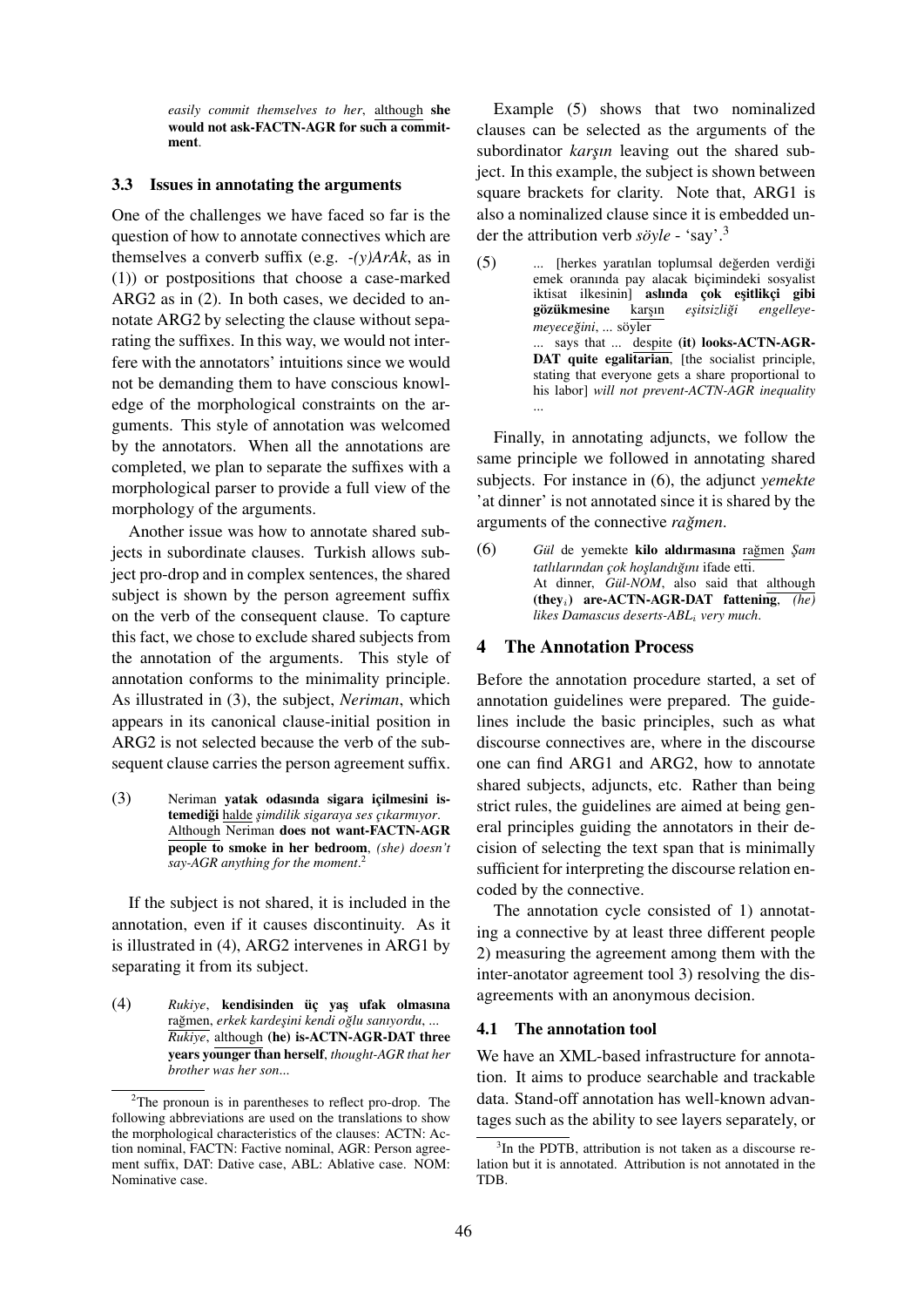*easily commit themselves to her*, although **she would not ask-FACTN-AGR for such a commitment**.

### 3.3 Issues in annotating the arguments

One of the challenges we have faced so far is the question of how to annotate connectives which are themselves a converb suffix (e.g. *-(y)ArAk*, as in (1)) or postpositions that choose a case-marked ARG2 as in (2). In both cases, we decided to annotate ARG2 by selecting the clause without separating the suffixes. In this way, we would not interfere with the annotators' intuitions since we would not be demanding them to have conscious knowledge of the morphological constraints on the arguments. This style of annotation was welcomed by the annotators. When all the annotations are completed, we plan to separate the suffixes with a morphological parser to provide a full view of the morphology of the arguments.

Another issue was how to annotate shared subjects in subordinate clauses. Turkish allows subject pro-drop and in complex sentences, the shared subject is shown by the person agreement suffix on the verb of the consequent clause. To capture this fact, we chose to exclude shared subjects from the annotation of the arguments. This style of annotation conforms to the minimality principle. As illustrated in (3), the subject, *Neriman*, which appears in its canonical clause-initial position in ARG2 is not selected because the verb of the subsequent clause carries the person agreement suffix.

(3) Neriman **yatak odasında sigara içilmesini istemediği** halde *şimdilik sigaraya ses çıkarmıyor*.
Although Neriman **does not want-FACTN-AGR people to smoke in her bedroom**, *(she) doesn't say-AGR anything for the moment*.[2]

If the subject is not shared, it is included in the annotation, even if it causes discontinuity. As it is illustrated in (4), ARG2 intervenes in ARG1 by separating it from its subject.

(4) *Rukiye*, **kendisinden üç yaş ufak olmasına** rağmen, *erkek kardeşini kendi oğlu sanıyordu*, ...
*Rukiye*, although **(he) is-ACTN-AGR-DAT three years younger than herself**, *thought-AGR that her brother was her son*...

Example (5) shows that two nominalized clauses can be selected as the arguments of the subordinator *karşın* leaving out the shared subject. In this example, the subject is shown between square brackets for clarity. Note that, ARG1 is also a nominalized clause since it is embedded under the attribution verb *söyle* - 'say'.[3]

(5) ... [herkes yaratılan toplumsal değerden verdiği emek oranında pay alacak biçimindeki sosyalist iktisat ilkesinin] **aslında çok eşitlikçi gibi gözükmesine** karşın *eşitsizliği engelleyemeyeceğini*, ... söyler
... says that ... despite **(it) looks-ACTN-AGR-DAT quite egalitarian**, [the socialist principle, stating that everyone gets a share proportional to his labor] *will not prevent-ACTN-AGR inequality* ...

Finally, in annotating adjuncts, we follow the same principle we followed in annotating shared subjects. For instance in (6), the adjunct *yemekte* 'at dinner' is not annotated since it is shared by the arguments of the connective *rağmen*.

(6) *Gül* de yemekte **kilo aldırmasına** rağmen *Şam tatlılarından çok hoşlandığını* ifade etti.
At dinner, *Gül-NOM*, also said that although **(they$_i$) are-ACTN-AGR-DAT fattening**, *(he) likes Damascus deserts-ABL$_i$ very much*.

## 4 The Annotation Process

Before the annotation procedure started, a set of annotation guidelines were prepared. The guidelines include the basic principles, such as what discourse connectives are, where in the discourse one can find ARG1 and ARG2, how to annotate shared subjects, adjuncts, etc. Rather than being strict rules, the guidelines are aimed at being general principles guiding the annotators in their decision of selecting the text span that is minimally sufficient for interpreting the discourse relation encoded by the connective.

The annotation cycle consisted of 1) annotating a connective by at least three different people 2) measuring the agreement among them with the inter-anotator agreement tool 3) resolving the disagreements with an anonymous decision.

### 4.1 The annotation tool

We have an XML-based infrastructure for annotation. It aims to produce searchable and trackable data. Stand-off annotation has well-known advantages such as the ability to see layers separately, or

[2]The pronoun is in parentheses to reflect pro-drop. The following abbreviations are used on the translations to show the morphological characteristics of the clauses: ACTN: Action nominal, FACTN: Factive nominal, AGR: Person agreement suffix, DAT: Dative case, ABL: Ablative case. NOM: Nominative case.

[3]In the PDTB, attribution is not taken as a discourse relation but it is annotated. Attribution is not annotated in the TDB.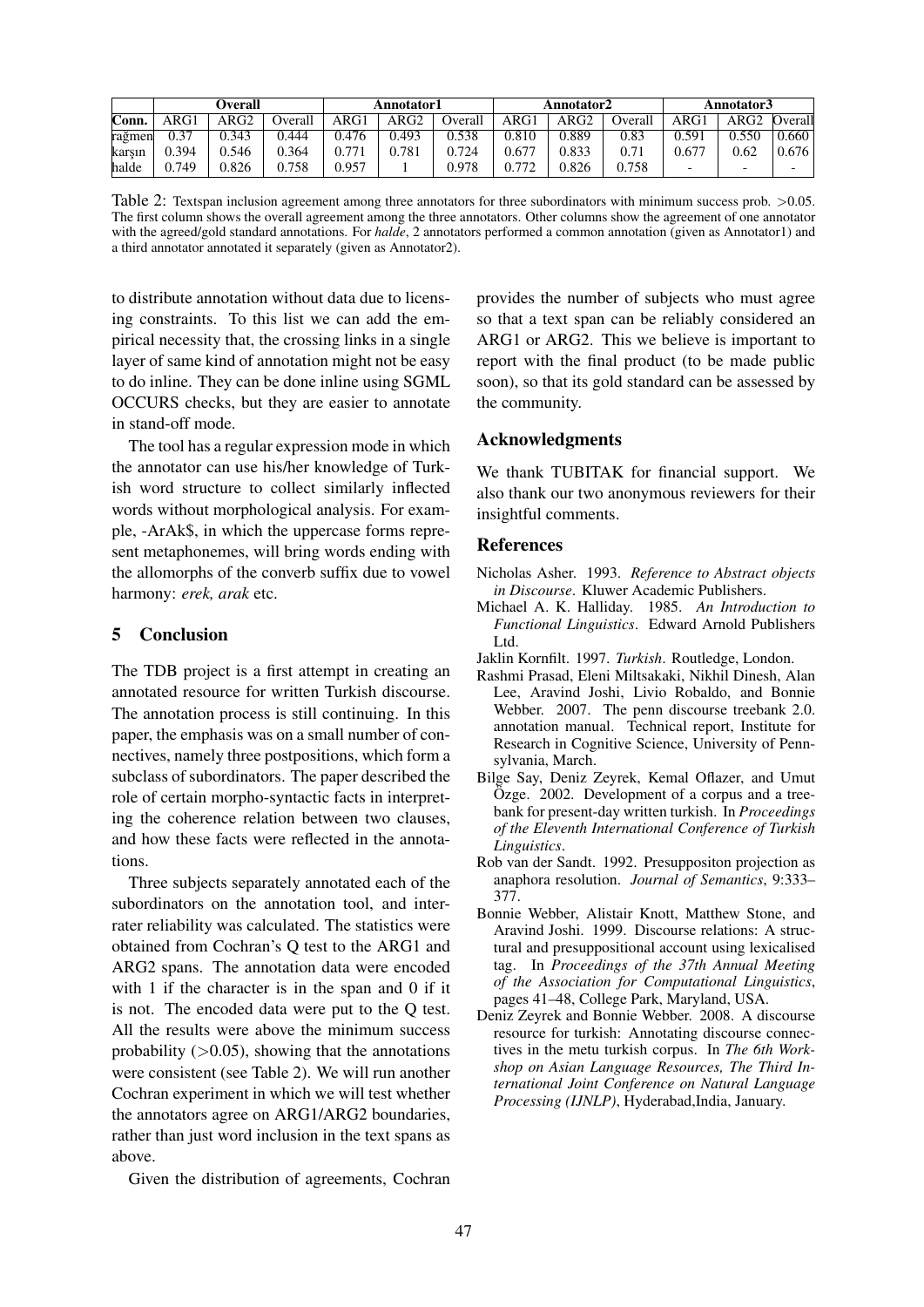| | Overall | | | Annotator1 | | | Annotator2 | | | Annotator3 | | |
|---|---|---|---|---|---|---|---|---|---|---|---|---|
| Conn. | ARG1 | ARG2 | Overall | ARG1 | ARG2 | Overall | ARG1 | ARG2 | Overall | ARG1 | ARG2 | Overall |
| rağmen | 0.37 | 0.343 | 0.444 | 0.476 | 0.493 | 0.538 | 0.810 | 0.889 | 0.83 | 0.591 | 0.550 | 0.660 |
| karşın | 0.394 | 0.546 | 0.364 | 0.771 | 0.781 | 0.724 | 0.677 | 0.833 | 0.71 | 0.677 | 0.62 | 0.676 |
| halde | 0.749 | 0.826 | 0.758 | 0.957 | 1 | 0.978 | 0.772 | 0.826 | 0.758 | - | - | - |

Table 2: Textspan inclusion agreement among three annotators for three subordinators with minimum success prob. $>0.05$. The first column shows the overall agreement among the three annotators. Other columns show the agreement of one annotator with the agreed/gold standard annotations. For *halde*, 2 annotators performed a common annotation (given as Annotator1) and a third annotator annotated it separately (given as Annotator2).

to distribute annotation without data due to licensing constraints. To this list we can add the empirical necessity that, the crossing links in a single layer of same kind of annotation might not be easy to do inline. They can be done inline using SGML OCCURS checks, but they are easier to annotate in stand-off mode.

The tool has a regular expression mode in which the annotator can use his/her knowledge of Turkish word structure to collect similarly inflected words without morphological analysis. For example, -ArAk$, in which the uppercase forms represent metaphonemes, will bring words ending with the allomorphs of the converb suffix due to vowel harmony: *erek, arak* etc.

## 5 Conclusion

The TDB project is a first attempt in creating an annotated resource for written Turkish discourse. The annotation process is still continuing. In this paper, the emphasis was on a small number of connectives, namely three postpositions, which form a subclass of subordinators. The paper described the role of certain morpho-syntactic facts in interpreting the coherence relation between two clauses, and how these facts were reflected in the annotations.

Three subjects separately annotated each of the subordinators on the annotation tool, and inter-rater reliability was calculated. The statistics were obtained from Cochran's Q test to the ARG1 and ARG2 spans. The annotation data were encoded with 1 if the character is in the span and 0 if it is not. The encoded data were put to the Q test. All the results were above the minimum success probability ($>0.05$), showing that the annotations were consistent (see Table 2). We will run another Cochran experiment in which we will test whether the annotators agree on ARG1/ARG2 boundaries, rather than just word inclusion in the text spans as above.

Given the distribution of agreements, Cochran provides the number of subjects who must agree so that a text span can be reliably considered an ARG1 or ARG2. This we believe is important to report with the final product (to be made public soon), so that its gold standard can be assessed by the community.

## Acknowledgments

We thank TUBITAK for financial support. We also thank our two anonymous reviewers for their insightful comments.

## References

Nicholas Asher. 1993. *Reference to Abstract objects in Discourse*. Kluwer Academic Publishers.

Michael A. K. Halliday. 1985. *An Introduction to Functional Linguistics*. Edward Arnold Publishers Ltd.

Jaklin Kornfilt. 1997. *Turkish*. Routledge, London.

Rashmi Prasad, Eleni Miltsakaki, Nikhil Dinesh, Alan Lee, Aravind Joshi, Livio Robaldo, and Bonnie Webber. 2007. The penn discourse treebank 2.0. annotation manual. Technical report, Institute for Research in Cognitive Science, University of Pennsylvania, March.

Bilge Say, Deniz Zeyrek, Kemal Oflazer, and Umut Özge. 2002. Development of a corpus and a treebank for present-day written turkish. In *Proceedings of the Eleventh International Conference of Turkish Linguistics*.

Rob van der Sandt. 1992. Presuppositon projection as anaphora resolution. *Journal of Semantics*, 9:333–377.

Bonnie Webber, Alistair Knott, Matthew Stone, and Aravind Joshi. 1999. Discourse relations: A structural and presuppositional account using lexicalised tag. In *Proceedings of the 37th Annual Meeting of the Association for Computational Linguistics*, pages 41–48, College Park, Maryland, USA.

Deniz Zeyrek and Bonnie Webber. 2008. A discourse resource for turkish: Annotating discourse connectives in the metu turkish corpus. In *The 6th Workshop on Asian Language Resources, The Third International Joint Conference on Natural Language Processing (IJNLP)*, Hyderabad,India, January.